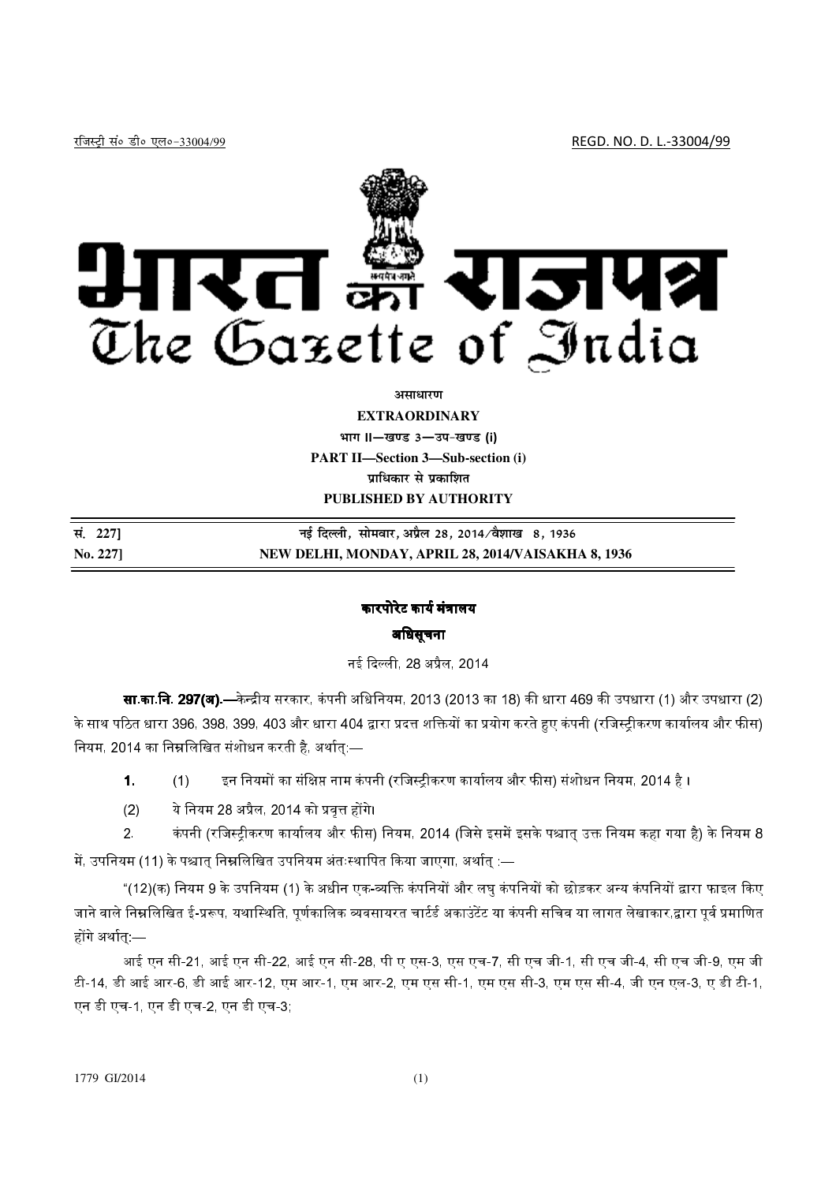रजिस्ट्री सं० डी० एल०-33004/99 REGD. NO. D. L.-33004/99

# भारत का राजपत्र
# The Gazette of India

**असाधारण**

**EXTRAORDINARY**

**भाग II—खण्ड 3—उप-खण्ड (i)**

**PART II—Section 3—Sub-section (i)**

**प्राधिकार से प्रकाशित**

**PUBLISHED BY AUTHORITY**

| | |
|---|---|
| **सं. 227]** | **नई दिल्ली, सोमवार, अप्रैल 28, 2014/वैशाख 8, 1936** |
| **No. 227]** | **NEW DELHI, MONDAY, APRIL 28, 2014/VAISAKHA 8, 1936** |

## कारपोरेट कार्य मंत्रालय

## अधिसूचना

नई दिल्ली, 28 अप्रैल, 2014

**सा.का.नि. 297(अ).—**केन्द्रीय सरकार, कंपनी अधिनियम, 2013 (2013 का 18) की धारा 469 की उपधारा (1) और उपधारा (2) के साथ पठित धारा 396, 398, 399, 403 और धारा 404 द्वारा प्रदत्त शक्तियों का प्रयोग करते हुए कंपनी (रजिस्ट्रीकरण कार्यालय और फीस) नियम, 2014 का निम्नलिखित संशोधन करती है, अर्थात्:—

**1.** (1) इन नियमों का संक्षिप्त नाम कंपनी (रजिस्ट्रीकरण कार्यालय और फीस) संशोधन नियम, 2014 है ।

(2) ये नियम 28 अप्रैल, 2014 को प्रवृत्त होंगे।

2. कंपनी (रजिस्ट्रीकरण कार्यालय और फीस) नियम, 2014 (जिसे इसमें इसके पश्चात् उक्त नियम कहा गया है) के नियम 8 में, उपनियम (11) के पश्चात् निम्नलिखित उपनियम अंतःस्थापित किया जाएगा, अर्थात् :—

"(12)(क) नियम 9 के उपनियम (1) के अधीन एक-व्यक्ति कंपनियों और लघु कंपनियों को छोड़कर अन्य कंपनियों द्वारा फाइल किए जाने वाले निम्नलिखित ई-प्ररूप, यथास्थिति, पूर्णकालिक व्यवसायरत चार्टर्ड अकाउंटेंट या कंपनी सचिव या लागत लेखाकार,द्वारा पूर्व प्रमाणित होंगे अर्थात्:—

आई एन सी-21, आई एन सी-22, आई एन सी-28, पी ए एस-3, एस एच-7, सी एच जी-1, सी एच जी-4, सी एच जी-9, एम जी टी-14, डी आई आर-6, डी आई आर-12, एम आर-1, एम आर-2, एम एस सी-1, एम एस सी-3, एम एस सी-4, जी एन एल-3, ए डी टी-1, एन डी एच-1, एन डी एच-2, एन डी एच-3;

1779 GI/2014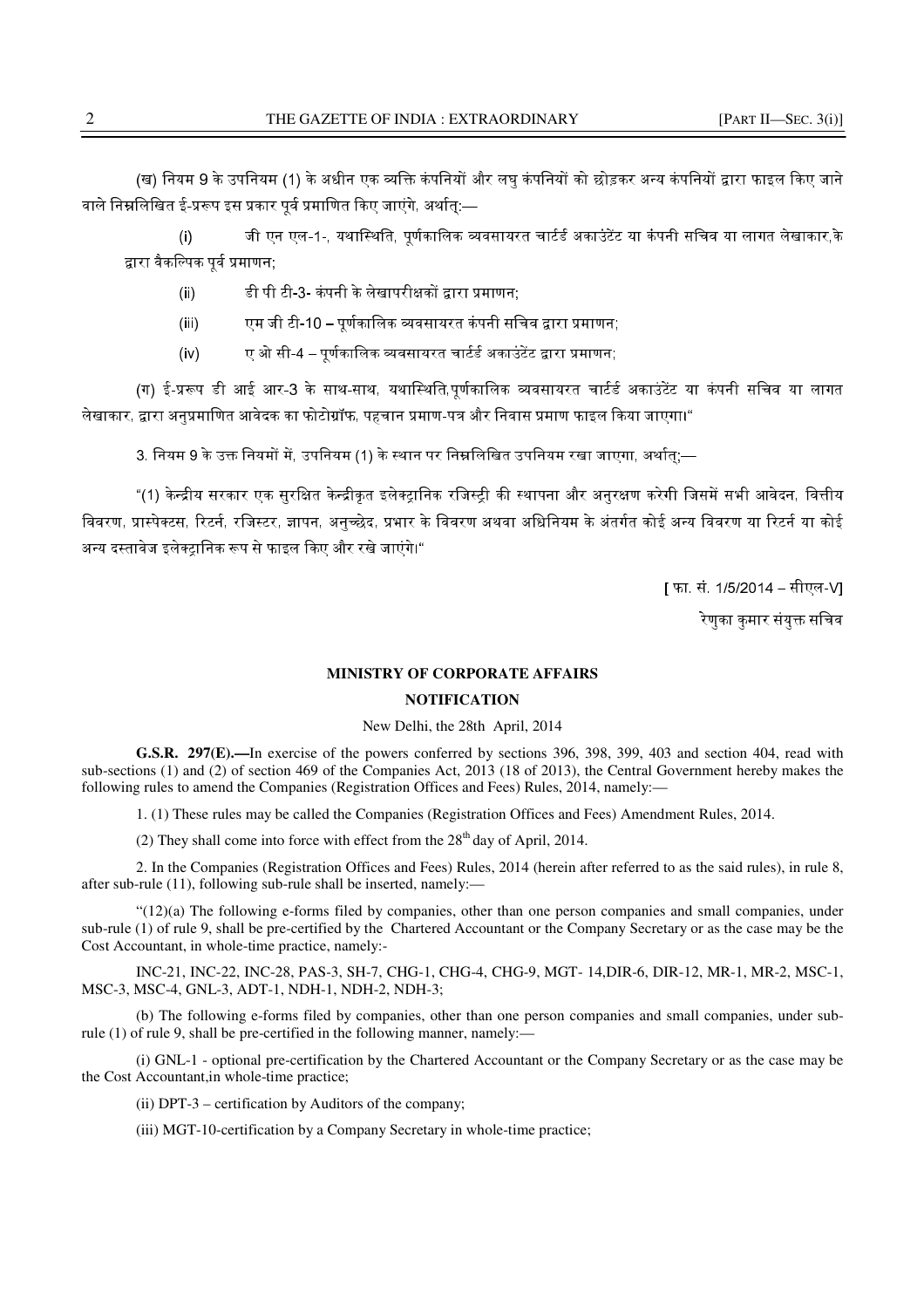(ख) नियम 9 के उपनियम (1) के अधीन एक व्यक्ति कंपनियों और लघु कंपनियों को छोड़कर अन्य कंपनियों द्वारा फाइल किए जाने वाले निम्नलिखित ई-प्ररूप इस प्रकार पूर्व प्रमाणित किए जाएंगे, अर्थात्:—

(i) जी एन एल-1-, यथास्थिति, पूर्णकालिक व्यवसायरत चार्टर्ड अकाउंटेंट या कंपनी सचिव या लागत लेखाकार,के द्वारा वैकल्पिक पूर्व प्रमाणन;

(ii) डी पी टी-3- कंपनी के लेखापरीक्षकों द्वारा प्रमाणन;

(iii) एम जी टी-10 – पूर्णकालिक व्यवसायरत कंपनी सचिव द्वारा प्रमाणन;

(iv) ए ओ सी-4 – पूर्णकालिक व्यवसायरत चार्टर्ड अकाउंटेंट द्वारा प्रमाणन;

(ग) ई-प्ररूप डी आई आर-3 के साथ-साथ, यथास्थिति,पूर्णकालिक व्यवसायरत चार्टर्ड अकाउंटेंट या कंपनी सचिव या लागत लेखाकार, द्वारा अनुप्रमाणित आवेदक का फोटोग्रॉफ, पहचान प्रमाण-पत्र और निवास प्रमाण फाइल किया जाएगा।"

3. नियम 9 के उक्त नियमों में, उपनियम (1) के स्थान पर निम्नलिखित उपनियम रखा जाएगा, अर्थात्;—

"(1) केन्द्रीय सरकार एक सुरक्षित केन्द्रीकृत इलेक्ट्रानिक रजिस्ट्री की स्थापना और अनुरक्षण करेगी जिसमें सभी आवेदन, वित्तीय विवरण, प्रास्पेक्टस, रिटर्न, रजिस्टर, ज्ञापन, अनुच्छेद, प्रभार के विवरण अथवा अधिनियम के अंतर्गत कोई अन्य विवरण या रिटर्न या कोई अन्य दस्तावेज इलेक्ट्रानिक रूप से फाइल किए और रखे जाएंगे।"

[फा. सं. 1/5/2014 – सीएल-V]

रेणुका कुमार संयुक्त सचिव

## MINISTRY OF CORPORATE AFFAIRS

## NOTIFICATION

New Delhi, the 28th April, 2014

**G.S.R. 297(E).—**In exercise of the powers conferred by sections 396, 398, 399, 403 and section 404, read with sub-sections (1) and (2) of section 469 of the Companies Act, 2013 (18 of 2013), the Central Government hereby makes the following rules to amend the Companies (Registration Offices and Fees) Rules, 2014, namely:—

1. (1) These rules may be called the Companies (Registration Offices and Fees) Amendment Rules, 2014.

(2) They shall come into force with effect from the 28th day of April, 2014.

2. In the Companies (Registration Offices and Fees) Rules, 2014 (herein after referred to as the said rules), in rule 8, after sub-rule (11), following sub-rule shall be inserted, namely:—

"(12)(a) The following e-forms filed by companies, other than one person companies and small companies, under sub-rule (1) of rule 9, shall be pre-certified by the Chartered Accountant or the Company Secretary or as the case may be the Cost Accountant, in whole-time practice, namely:-

INC-21, INC-22, INC-28, PAS-3, SH-7, CHG-1, CHG-4, CHG-9, MGT- 14,DIR-6, DIR-12, MR-1, MR-2, MSC-1, MSC-3, MSC-4, GNL-3, ADT-1, NDH-1, NDH-2, NDH-3;

(b) The following e-forms filed by companies, other than one person companies and small companies, under sub-rule (1) of rule 9, shall be pre-certified in the following manner, namely:—

(i) GNL-1 - optional pre-certification by the Chartered Accountant or the Company Secretary or as the case may be the Cost Accountant,in whole-time practice;

(ii) DPT-3 – certification by Auditors of the company;

(iii) MGT-10-certification by a Company Secretary in whole-time practice;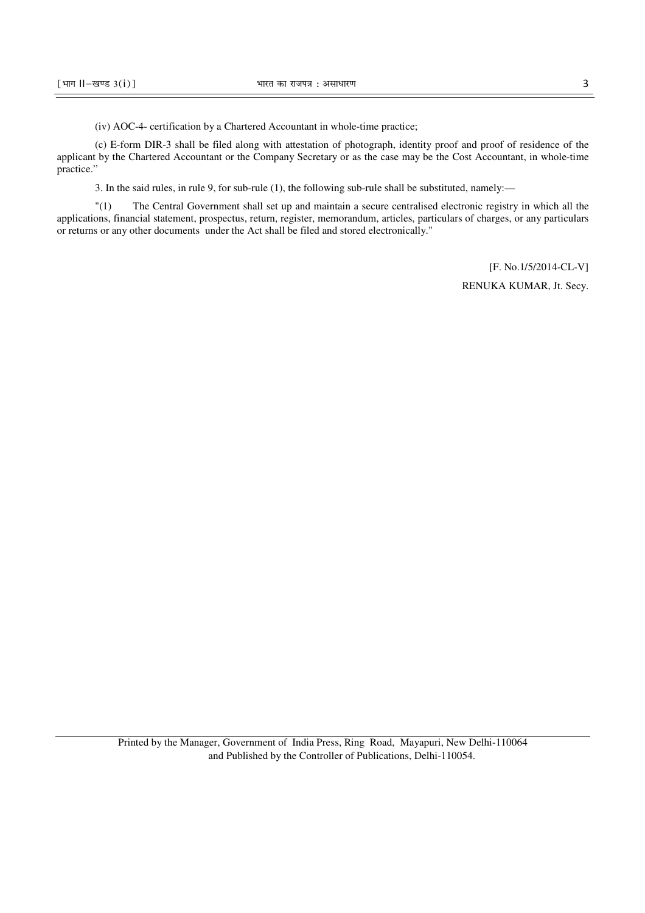(iv) AOC-4- certification by a Chartered Accountant in whole-time practice;

(c) E-form DIR-3 shall be filed along with attestation of photograph, identity proof and proof of residence of the applicant by the Chartered Accountant or the Company Secretary or as the case may be the Cost Accountant, in whole-time practice."

3. In the said rules, in rule 9, for sub-rule (1), the following sub-rule shall be substituted, namely:—

"(1) The Central Government shall set up and maintain a secure centralised electronic registry in which all the applications, financial statement, prospectus, return, register, memorandum, articles, particulars of charges, or any particulars or returns or any other documents under the Act shall be filed and stored electronically."

[F. No.1/5/2014-CL-V]

RENUKA KUMAR, Jt. Secy.

Printed by the Manager, Government of India Press, Ring Road, Mayapuri, New Delhi-110064 and Published by the Controller of Publications, Delhi-110054.